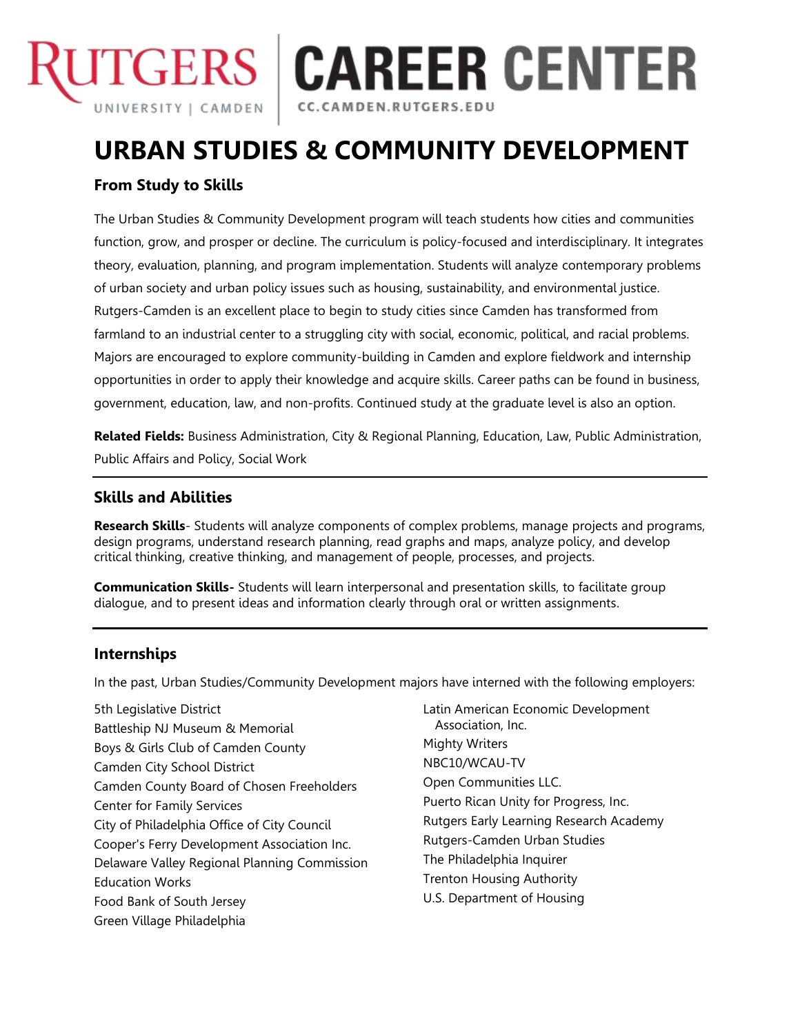# URBAN STUDIES & COMMUNITY DEVELOPMENT

### From Study to Skills

The Urban Studies & Community Development program will teach students how cities and communities function, grow, and prosper or decline. The curriculum is policy-focused and interdisciplinary. It integrates theory, evaluation, planning, and program implementation. Students will analyze contemporary problems of urban society and urban policy issues such as housing, sustainability, and environmental justice. Rutgers-Camden is an excellent place to begin to study cities since Camden has transformed from farmland to an industrial center to a struggling city with social, economic, political, and racial problems. Majors are encouraged to explore community-building in Camden and explore fieldwork and internship opportunities in order to apply their knowledge and acquire skills. Career paths can be found in business, government, education, law, and non-profits. Continued study at the graduate level is also an option.

**Related Fields:** Business Administration, City & Regional Planning, Education, Law, Public Administration, Public Affairs and Policy, Social Work

### Skills and Abilities

**Research Skills**- Students will analyze components of complex problems, manage projects and programs, design programs, understand research planning, read graphs and maps, analyze policy, and develop critical thinking, creative thinking, and management of people, processes, and projects.

**Communication Skills-** Students will learn interpersonal and presentation skills, to facilitate group dialogue, and to present ideas and information clearly through oral or written assignments.

### Internships

In the past, Urban Studies/Community Development majors have interned with the following employers:

5th Legislative District
Battleship NJ Museum & Memorial
Boys & Girls Club of Camden County
Camden City School District
Camden County Board of Chosen Freeholders
Center for Family Services
City of Philadelphia Office of City Council
Cooper's Ferry Development Association Inc.
Delaware Valley Regional Planning Commission
Education Works
Food Bank of South Jersey
Green Village Philadelphia
Latin American Economic Development Association, Inc.
Mighty Writers
NBC10/WCAU-TV
Open Communities LLC.
Puerto Rican Unity for Progress, Inc.
Rutgers Early Learning Research Academy
Rutgers-Camden Urban Studies
The Philadelphia Inquirer
Trenton Housing Authority
U.S. Department of Housing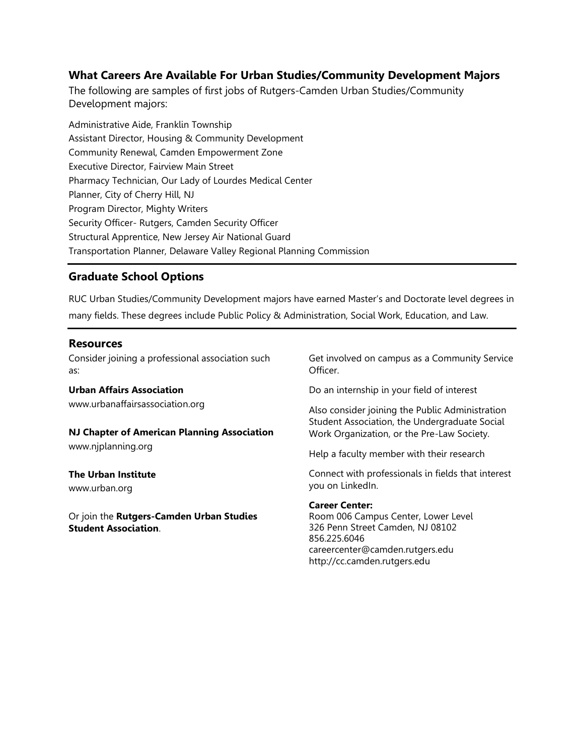## What Careers Are Available For Urban Studies/Community Development Majors

The following are samples of first jobs of Rutgers-Camden Urban Studies/Community Development majors:

Administrative Aide, Franklin Township
Assistant Director, Housing & Community Development
Community Renewal, Camden Empowerment Zone
Executive Director, Fairview Main Street
Pharmacy Technician, Our Lady of Lourdes Medical Center
Planner, City of Cherry Hill, NJ
Program Director, Mighty Writers
Security Officer- Rutgers, Camden Security Officer
Structural Apprentice, New Jersey Air National Guard
Transportation Planner, Delaware Valley Regional Planning Commission

---

## Graduate School Options

RUC Urban Studies/Community Development majors have earned Master's and Doctorate level degrees in many fields. These degrees include Public Policy & Administration, Social Work, Education, and Law.

---

## Resources

Consider joining a professional association such as:

**Urban Affairs Association**
www.urbanaffairsassociation.org

**NJ Chapter of American Planning Association**
www.njplanning.org

**The Urban Institute**
www.urban.org

Or join the **Rutgers-Camden Urban Studies Student Association**.

Get involved on campus as a Community Service Officer.

Do an internship in your field of interest

Also consider joining the Public Administration Student Association, the Undergraduate Social Work Organization, or the Pre-Law Society.

Help a faculty member with their research

Connect with professionals in fields that interest you on LinkedIn.

**Career Center:**
Room 006 Campus Center, Lower Level
326 Penn Street Camden, NJ 08102
856.225.6046
careercenter@camden.rutgers.edu
http://cc.camden.rutgers.edu